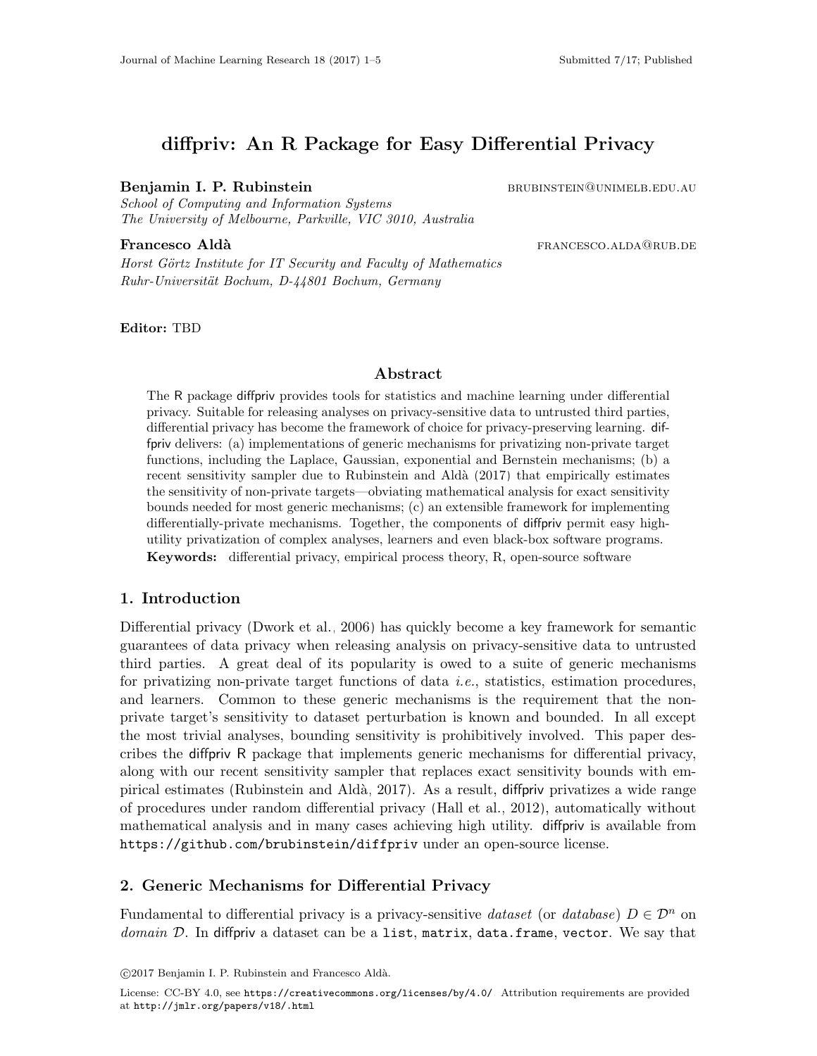# diffpriv: An R Package for Easy Differential Privacy

**Benjamin I. P. Rubinstein** brubinstein@unimelb.edu.au
*School of Computing and Information Systems*
*The University of Melbourne, Parkville, VIC 3010, Australia*

**Francesco Aldà** francesco.alda@rub.de
*Horst Görtz Institute for IT Security and Faculty of Mathematics*
*Ruhr-Universität Bochum, D-44801 Bochum, Germany*

**Editor:** TBD

## Abstract

The R package diffpriv provides tools for statistics and machine learning under differential privacy. Suitable for releasing analyses on privacy-sensitive data to untrusted third parties, differential privacy has become the framework of choice for privacy-preserving learning. diffpriv delivers: (a) implementations of generic mechanisms for privatizing non-private target functions, including the Laplace, Gaussian, exponential and Bernstein mechanisms; (b) a recent sensitivity sampler due to Rubinstein and Aldà (2017) that empirically estimates the sensitivity of non-private targets—obviating mathematical analysis for exact sensitivity bounds needed for most generic mechanisms; (c) an extensible framework for implementing differentially-private mechanisms. Together, the components of diffpriv permit easy high-utility privatization of complex analyses, learners and even black-box software programs.

**Keywords:** differential privacy, empirical process theory, R, open-source software

## 1. Introduction

Differential privacy (Dwork et al., 2006) has quickly become a key framework for semantic guarantees of data privacy when releasing analysis on privacy-sensitive data to untrusted third parties. A great deal of its popularity is owed to a suite of generic mechanisms for privatizing non-private target functions of data *i.e.*, statistics, estimation procedures, and learners. Common to these generic mechanisms is the requirement that the non-private target's sensitivity to dataset perturbation is known and bounded. In all except the most trivial analyses, bounding sensitivity is prohibitively involved. This paper describes the diffpriv R package that implements generic mechanisms for differential privacy, along with our recent sensitivity sampler that replaces exact sensitivity bounds with empirical estimates (Rubinstein and Aldà, 2017). As a result, diffpriv privatizes a wide range of procedures under random differential privacy (Hall et al., 2012), automatically without mathematical analysis and in many cases achieving high utility. diffpriv is available from `https://github.com/brubinstein/diffpriv` under an open-source license.

## 2. Generic Mechanisms for Differential Privacy

Fundamental to differential privacy is a privacy-sensitive *dataset* (or *database*) $D \in \mathcal{D}^n$ on *domain* $\mathcal{D}$. In diffpriv a dataset can be a `list`, `matrix`, `data.frame`, `vector`. We say that

©2017 Benjamin I. P. Rubinstein and Francesco Aldà.

License: CC-BY 4.0, see `https://creativecommons.org/licenses/by/4.0/` Attribution requirements are provided at `http://jmlr.org/papers/v18/.html`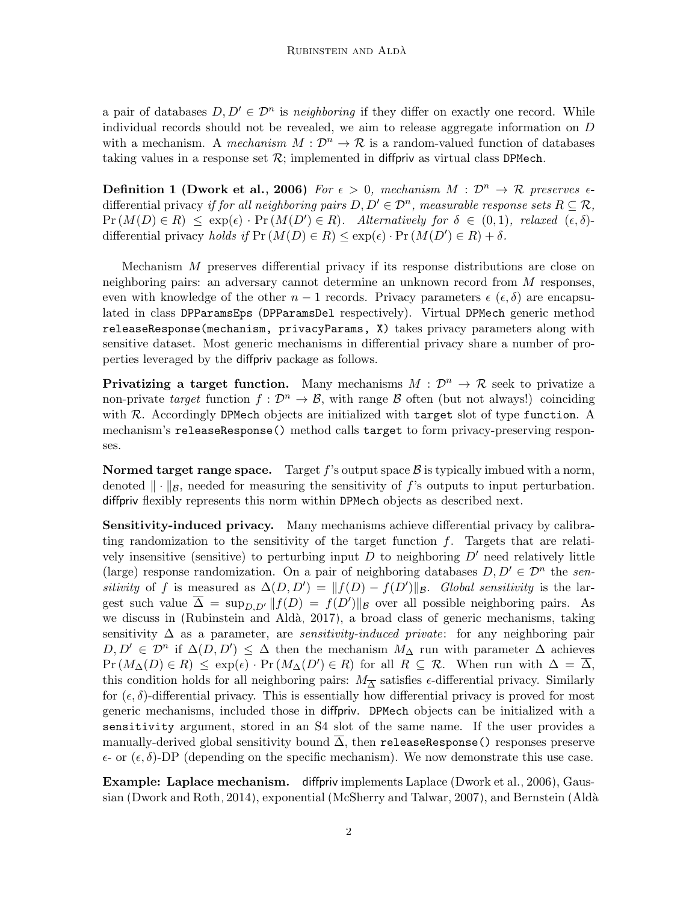a pair of databases $D, D' \in \mathcal{D}^n$ is *neighboring* if they differ on exactly one record. While individual records should not be revealed, we aim to release aggregate information on $D$ with a mechanism. A *mechanism* $M : \mathcal{D}^n \to \mathcal{R}$ is a random-valued function of databases taking values in a response set $\mathcal{R}$; implemented in diffpriv as virtual class `DPMech`.

**Definition 1 (Dwork et al., 2006)** *For* $\epsilon > 0$*, mechanism* $M : \mathcal{D}^n \to \mathcal{R}$ *preserves* $\epsilon$-differential privacy *if for all neighboring pairs* $D, D' \in \mathcal{D}^n$*, measurable response sets* $R \subseteq \mathcal{R}$*,* $\Pr(M(D) \in R) \leq \exp(\epsilon) \cdot \Pr(M(D') \in R)$*. Alternatively for* $\delta \in (0, 1)$*, relaxed* $(\epsilon, \delta)$-differential privacy *holds if* $\Pr(M(D) \in R) \leq \exp(\epsilon) \cdot \Pr(M(D') \in R) + \delta$*.*

Mechanism $M$ preserves differential privacy if its response distributions are close on neighboring pairs: an adversary cannot determine an unknown record from $M$ responses, even with knowledge of the other $n-1$ records. Privacy parameters $\epsilon$ $(\epsilon, \delta)$ are encapsulated in class `DPParamsEps` (`DPParamsDel` respectively). Virtual `DPMech` generic method `releaseResponse(mechanism, privacyParams, X)` takes privacy parameters along with sensitive dataset. Most generic mechanisms in differential privacy share a number of properties leveraged by the diffpriv package as follows.

**Privatizing a target function.** Many mechanisms $M : \mathcal{D}^n \to \mathcal{R}$ seek to privatize a non-private *target* function $f : \mathcal{D}^n \to \mathcal{B}$, with range $\mathcal{B}$ often (but not always!) coinciding with $\mathcal{R}$. Accordingly `DPMech` objects are initialized with `target` slot of type `function`. A mechanism's `releaseResponse()` method calls `target` to form privacy-preserving responses.

**Normed target range space.** Target $f$'s output space $\mathcal{B}$ is typically imbued with a norm, denoted $\|\cdot\|_{\mathcal{B}}$, needed for measuring the sensitivity of $f$'s outputs to input perturbation. diffpriv flexibly represents this norm within `DPMech` objects as described next.

**Sensitivity-induced privacy.** Many mechanisms achieve differential privacy by calibrating randomization to the sensitivity of the target function $f$. Targets that are relatively insensitive (sensitive) to perturbing input $D$ to neighboring $D'$ need relatively little (large) response randomization. On a pair of neighboring databases $D, D' \in \mathcal{D}^n$ the *sensitivity* of $f$ is measured as $\Delta(D, D') = \|f(D) - f(D')\|_{\mathcal{B}}$. *Global sensitivity* is the largest such value $\overline{\Delta} = \sup_{D,D'} \|f(D) = f(D')\|_{\mathcal{B}}$ over all possible neighboring pairs. As we discuss in (Rubinstein and Aldà, 2017), a broad class of generic mechanisms, taking sensitivity $\Delta$ as a parameter, are *sensitivity-induced private*: for any neighboring pair $D, D' \in \mathcal{D}^n$ if $\Delta(D, D') \leq \Delta$ then the mechanism $M_\Delta$ run with parameter $\Delta$ achieves $\Pr(M_\Delta(D) \in R) \leq \exp(\epsilon) \cdot \Pr(M_\Delta(D') \in R)$ for all $R \subseteq \mathcal{R}$. When run with $\Delta = \overline{\Delta}$, this condition holds for all neighboring pairs: $M_{\overline{\Delta}}$ satisfies $\epsilon$-differential privacy. Similarly for $(\epsilon, \delta)$-differential privacy. This is essentially how differential privacy is proved for most generic mechanisms, included those in diffpriv. `DPMech` objects can be initialized with a `sensitivity` argument, stored in an S4 slot of the same name. If the user provides a manually-derived global sensitivity bound $\overline{\Delta}$, then `releaseResponse()` responses preserve $\epsilon$- or $(\epsilon, \delta)$-DP (depending on the specific mechanism). We now demonstrate this use case.

**Example: Laplace mechanism.** diffpriv implements Laplace (Dwork et al., 2006), Gaussian (Dwork and Roth, 2014), exponential (McSherry and Talwar, 2007), and Bernstein (Aldà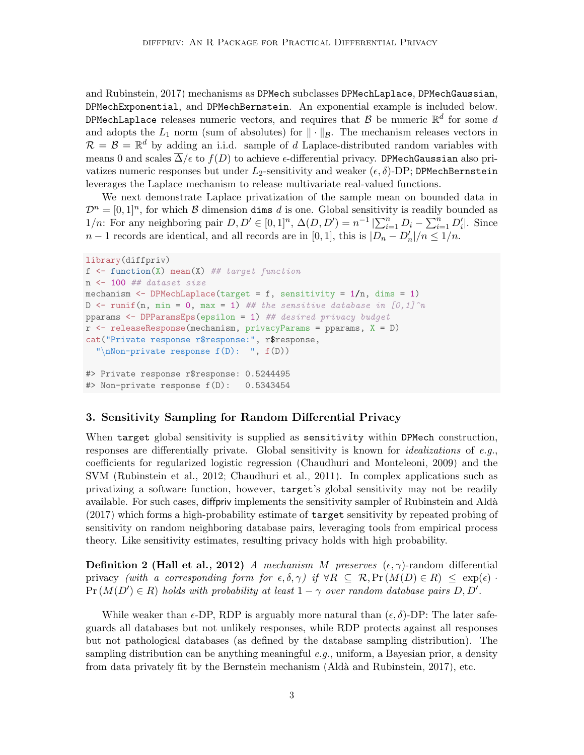and Rubinstein, 2017) mechanisms as `DPMech` subclasses `DPMechLaplace`, `DPMechGaussian`, `DPMechExponential`, and `DPMechBernstein`. An exponential example is included below. `DPMechLaplace` releases numeric vectors, and requires that $\mathcal{B}$ be numeric $\mathbb{R}^d$ for some $d$ and adopts the $L_1$ norm (sum of absolutes) for $\|\cdot\|_{\mathcal{B}}$. The mechanism releases vectors in $\mathcal{R} = \mathcal{B} = \mathbb{R}^d$ by adding an i.i.d. sample of $d$ Laplace-distributed random variables with means 0 and scales $\overline{\Delta}/\epsilon$ to $f(D)$ to achieve $\epsilon$-differential privacy. `DPMechGaussian` also privatizes numeric responses but under $L_2$-sensitivity and weaker $(\epsilon, \delta)$-DP; `DPMechBernstein` leverages the Laplace mechanism to release multivariate real-valued functions.

We next demonstrate Laplace privatization of the sample mean on bounded data in $\mathcal{D}^n = [0,1]^n$, for which $\mathcal{B}$ dimension `dims` $d$ is one. Global sensitivity is readily bounded as $1/n$: For any neighboring pair $D, D' \in [0,1]^n$, $\Delta(D, D') = n^{-1}\left|\sum_{i=1}^n D_i - \sum_{i=1}^n D'_i\right|$. Since $n-1$ records are identical, and all records are in $[0,1]$, this is $|D_n - D'_n|/n \le 1/n$.

```
library(diffpriv)
f <- function(X) mean(X) ## target function
n <- 100 ## dataset size
mechanism <- DPMechLaplace(target = f, sensitivity = 1/n, dims = 1)
D <- runif(n, min = 0, max = 1) ## the sensitive database in [0,1]^n
pparams <- DPParamsEps(epsilon = 1) ## desired privacy budget
r <- releaseResponse(mechanism, privacyParams = pparams, X = D)
cat("Private response r$response:", r$response,
  "\nNon-private response f(D):  ", f(D))

#> Private response r$response: 0.5244495
#> Non-private response f(D):   0.5343454
```

## 3. Sensitivity Sampling for Random Differential Privacy

When `target` global sensitivity is supplied as `sensitivity` within `DPMech` construction, responses are differentially private. Global sensitivity is known for *idealizations* of *e.g.*, coefficients for regularized logistic regression (Chaudhuri and Monteleoni, 2009) and the SVM (Rubinstein et al., 2012; Chaudhuri et al., 2011). In complex applications such as privatizing a software function, however, `target`'s global sensitivity may not be readily available. For such cases, diffpriv implements the sensitivity sampler of Rubinstein and Aldà (2017) which forms a high-probability estimate of `target` sensitivity by repeated probing of sensitivity on random neighboring database pairs, leveraging tools from empirical process theory. Like sensitivity estimates, resulting privacy holds with high probability.

**Definition 2 (Hall et al., 2012)** *A mechanism $M$ preserves* $(\epsilon, \gamma)$-random differential privacy *(with a corresponding form for $\epsilon, \delta, \gamma$) if $\forall R \subseteq \mathcal{R}, \Pr(M(D) \in R) \le \exp(\epsilon) \cdot \Pr(M(D') \in R)$ holds with probability at least $1-\gamma$ over random database pairs $D, D'$.*

While weaker than $\epsilon$-DP, RDP is arguably more natural than $(\epsilon, \delta)$-DP: The later safeguards all databases but not unlikely responses, while RDP protects against all responses but not pathological databases (as defined by the database sampling distribution). The sampling distribution can be anything meaningful *e.g.*, uniform, a Bayesian prior, a density from data privately fit by the Bernstein mechanism (Aldà and Rubinstein, 2017), etc.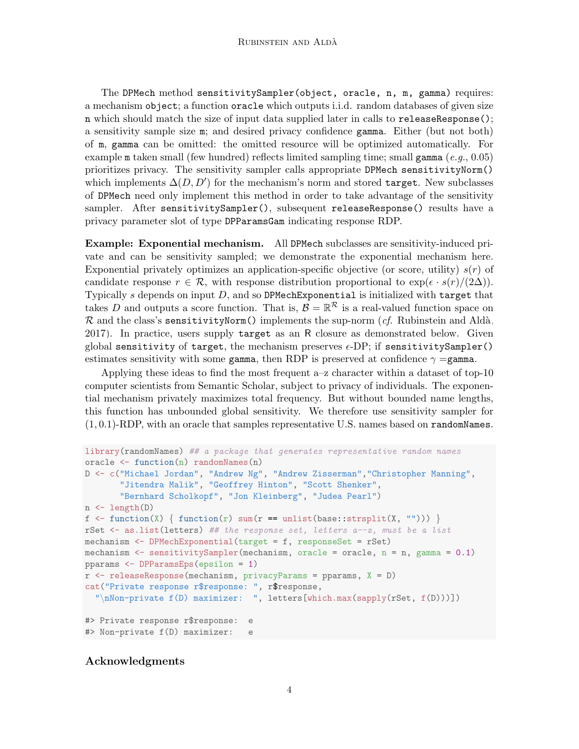The `DPMech` method `sensitivitySampler(object, oracle, n, m, gamma)` requires: a mechanism `object`; a function `oracle` which outputs i.i.d. random databases of given size `n` which should match the size of input data supplied later in calls to `releaseResponse()`; a sensitivity sample size `m`; and desired privacy confidence `gamma`. Either (but not both) of `m`, `gamma` can be omitted: the omitted resource will be optimized automatically. For example `m` taken small (few hundred) reflects limited sampling time; small `gamma` (*e.g.*, 0.05) prioritizes privacy. The sensitivity sampler calls appropriate `DPMech sensitivityNorm()` which implements $\Delta(D, D')$ for the mechanism's norm and stored `target`. New subclasses of `DPMech` need only implement this method in order to take advantage of the sensitivity sampler. After `sensitivitySampler()`, subsequent `releaseResponse()` results have a privacy parameter slot of type `DPParamsGam` indicating response RDP.

**Example: Exponential mechanism.** All `DPMech` subclasses are sensitivity-induced private and can be sensitivity sampled; we demonstrate the exponential mechanism here. Exponential privately optimizes an application-specific objective (or score, utility) $s(r)$ of candidate response $r \in \mathcal{R}$, with response distribution proportional to $\exp(\epsilon \cdot s(r)/(2\Delta))$. Typically $s$ depends on input $D$, and so `DPMechExponential` is initialized with `target` that takes $D$ and outputs a score function. That is, $\mathcal{B} = \mathbb{R}^{\mathcal{R}}$ is a real-valued function space on $\mathcal{R}$ and the class's `sensitivityNorm()` implements the sup-norm (*cf.* Rubinstein and Aldà, 2017). In practice, users supply `target` as an R closure as demonstrated below. Given global `sensitivity` of `target`, the mechanism preserves $\epsilon$-DP; if `sensitivitySampler()` estimates sensitivity with some `gamma`, then RDP is preserved at confidence $\gamma =$`gamma`.

Applying these ideas to find the most frequent a–z character within a dataset of top-10 computer scientists from Semantic Scholar, subject to privacy of individuals. The exponential mechanism privately maximizes total frequency. But without bounded name lengths, this function has unbounded global sensitivity. We therefore use sensitivity sampler for $(1, 0.1)$-RDP, with an oracle that samples representative U.S. names based on `randomNames`.

```r
library(randomNames) ## a package that generates representative random names
oracle <- function(n) randomNames(n)
D <- c("Michael Jordan", "Andrew Ng", "Andrew Zisserman","Christopher Manning",
       "Jitendra Malik", "Geoffrey Hinton", "Scott Shenker",
       "Bernhard Scholkopf", "Jon Kleinberg", "Judea Pearl")
n <- length(D)
f <- function(X) { function(r) sum(r == unlist(base::strsplit(X, ""))) }
rSet <- as.list(letters) ## the response set, letters a--z, must be a list
mechanism <- DPMechExponential(target = f, responseSet = rSet)
mechanism <- sensitivitySampler(mechanism, oracle = oracle, n = n, gamma = 0.1)
pparams <- DPParamsEps(epsilon = 1)
r <- releaseResponse(mechanism, privacyParams = pparams, X = D)
cat("Private response r$response: ", r$response,
  "\nNon-private f(D) maximizer:  ", letters[which.max(sapply(rSet, f(D)))])

#> Private response r$response:  e
#> Non-private f(D) maximizer:   e
```

## Acknowledgments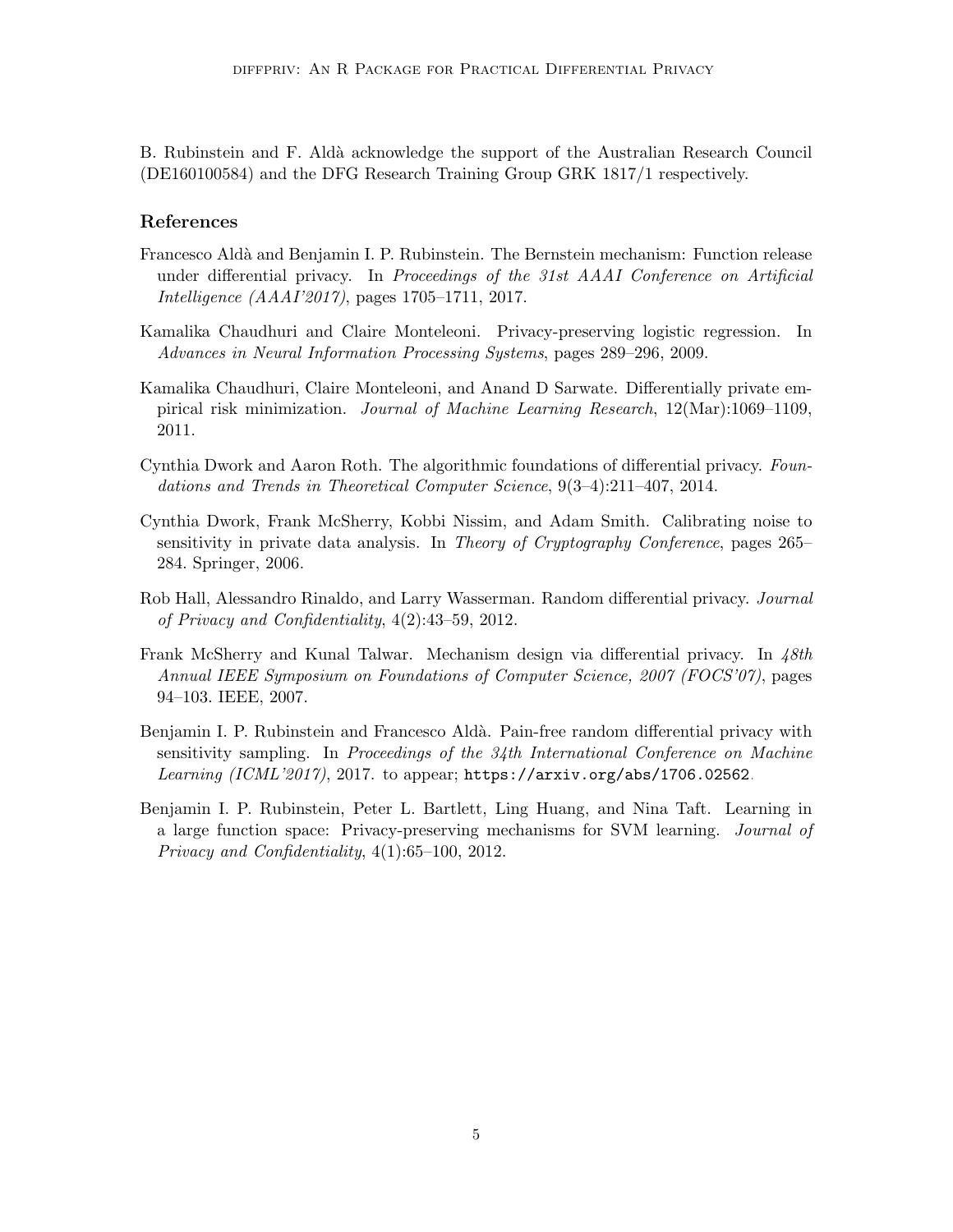B. Rubinstein and F. Aldà acknowledge the support of the Australian Research Council (DE160100584) and the DFG Research Training Group GRK 1817/1 respectively.

## References

Francesco Aldà and Benjamin I. P. Rubinstein. The Bernstein mechanism: Function release under differential privacy. In *Proceedings of the 31st AAAI Conference on Artificial Intelligence (AAAI'2017)*, pages 1705–1711, 2017.

Kamalika Chaudhuri and Claire Monteleoni. Privacy-preserving logistic regression. In *Advances in Neural Information Processing Systems*, pages 289–296, 2009.

Kamalika Chaudhuri, Claire Monteleoni, and Anand D Sarwate. Differentially private empirical risk minimization. *Journal of Machine Learning Research*, 12(Mar):1069–1109, 2011.

Cynthia Dwork and Aaron Roth. The algorithmic foundations of differential privacy. *Foundations and Trends in Theoretical Computer Science*, 9(3–4):211–407, 2014.

Cynthia Dwork, Frank McSherry, Kobbi Nissim, and Adam Smith. Calibrating noise to sensitivity in private data analysis. In *Theory of Cryptography Conference*, pages 265–284. Springer, 2006.

Rob Hall, Alessandro Rinaldo, and Larry Wasserman. Random differential privacy. *Journal of Privacy and Confidentiality*, 4(2):43–59, 2012.

Frank McSherry and Kunal Talwar. Mechanism design via differential privacy. In *48th Annual IEEE Symposium on Foundations of Computer Science, 2007 (FOCS'07)*, pages 94–103. IEEE, 2007.

Benjamin I. P. Rubinstein and Francesco Aldà. Pain-free random differential privacy with sensitivity sampling. In *Proceedings of the 34th International Conference on Machine Learning (ICML'2017)*, 2017. to appear; `https://arxiv.org/abs/1706.02562`.

Benjamin I. P. Rubinstein, Peter L. Bartlett, Ling Huang, and Nina Taft. Learning in a large function space: Privacy-preserving mechanisms for SVM learning. *Journal of Privacy and Confidentiality*, 4(1):65–100, 2012.